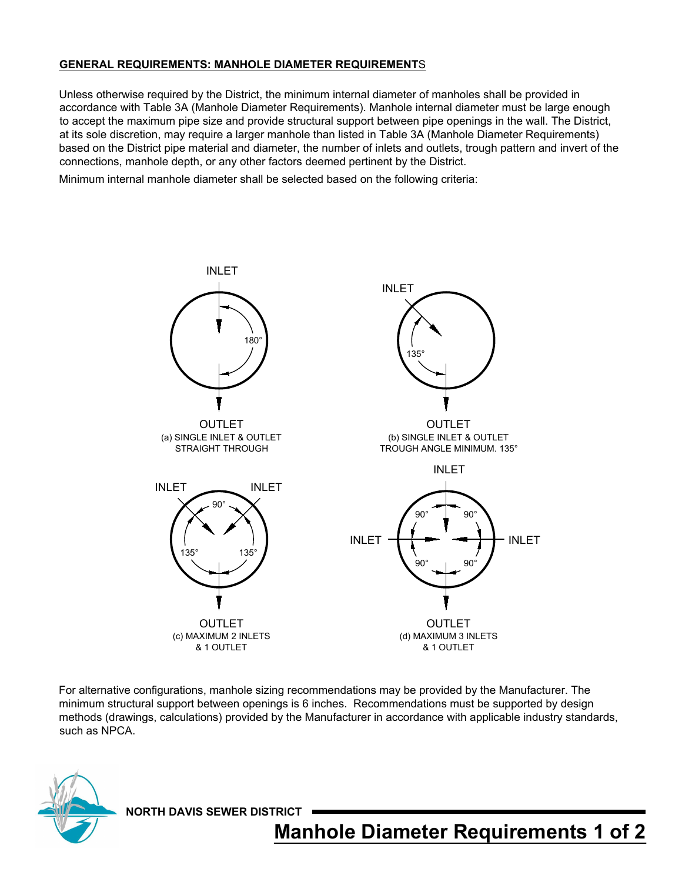## GENERAL REQUIREMENTS: MANHOLE DIAMETER REQUIREMENTS

Unless otherwise required by the District, the minimum internal diameter of manholes shall be provided in accordance with Table 3A (Manhole Diameter Requirements). Manhole internal diameter must be large enough to accept the maximum pipe size and provide structural support between pipe openings in the wall. The District, at its sole discretion, may require a larger manhole than listed in Table 3A (Manhole Diameter Requirements) based on the District pipe material and diameter, the number of inlets and outlets, trough pattern and invert of the connections, manhole depth, or any other factors deemed pertinent by the District.

Minimum internal manhole diameter shall be selected based on the following criteria:

INLET

180°

OUTLET

(a) SINGLE INLET & OUTLET STRAIGHT THROUGH

INLET

135°

OUTLET

(b) SINGLE INLET & OUTLET TROUGH ANGLE MINIMUM. 135°

INLET INLET

90°

135° 135°

OUTLET

(c) MAXIMUM 2 INLETS & 1 OUTLET

INLET

INLET INLET

90° 90° 90° 90°

OUTLET

(d) MAXIMUM 3 INLETS & 1 OUTLET

For alternative configurations, manhole sizing recommendations may be provided by the Manufacturer. The minimum structural support between openings is 6 inches. Recommendations must be supported by design methods (drawings, calculations) provided by the Manufacturer in accordance with applicable industry standards, such as NPCA.

NORTH DAVIS SEWER DISTRICT

**Manhole Diameter Requirements**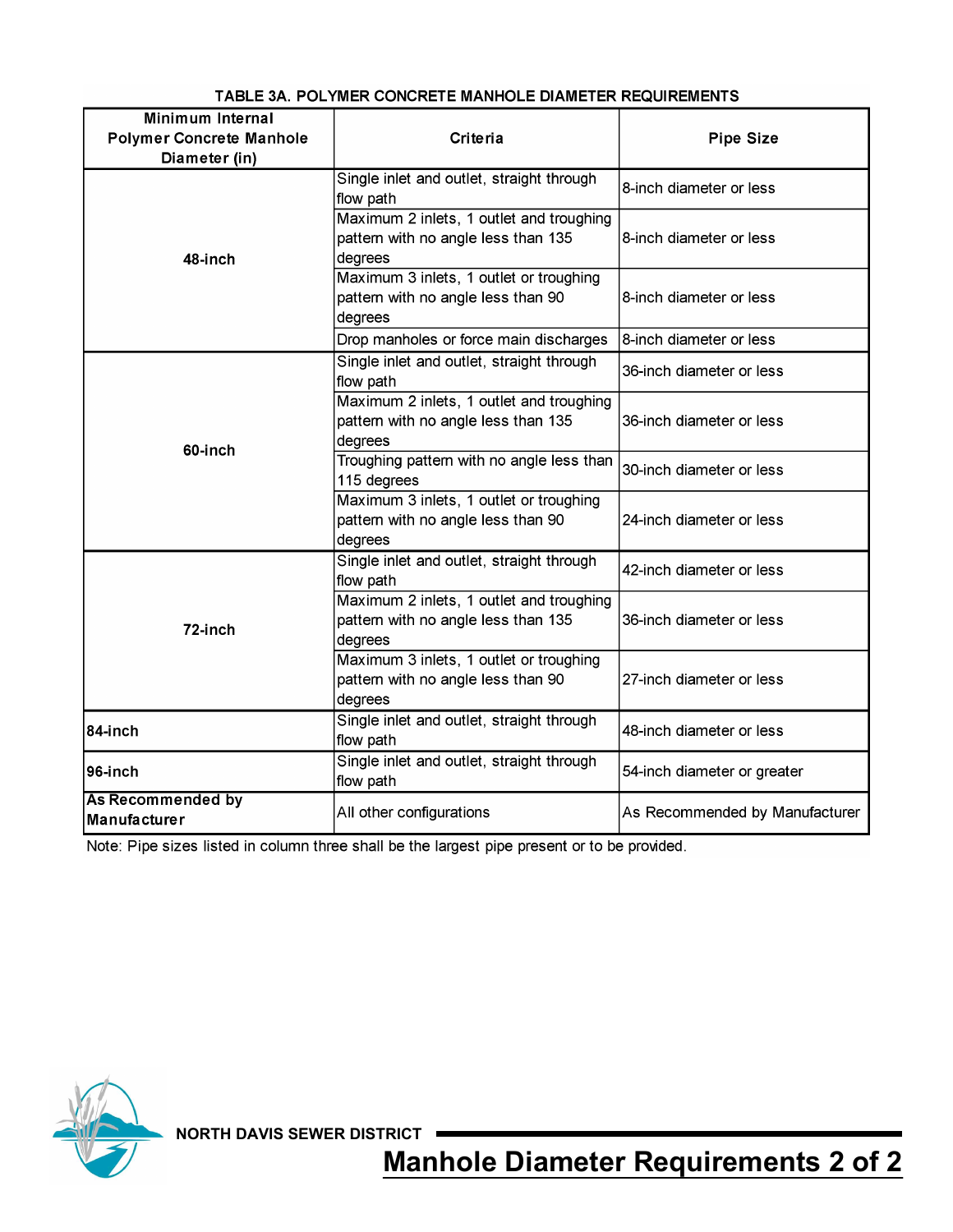**TABLE 3A. POLYMER CONCRETE MANHOLE DIAMETER REQUIREMENTS**

| Minimum Internal Polymer Concrete Manhole Diameter (in) | Criteria | Pipe Size |
|---|---|---|
| 48-inch | Single inlet and outlet, straight through flow path | 8-inch diameter or less |
| | Maximum 2 inlets, 1 outlet and troughing pattern with no angle less than 135 degrees | 8-inch diameter or less |
| | Maximum 3 inlets, 1 outlet or troughing pattern with no angle less than 90 degrees | 8-inch diameter or less |
| | Drop manholes or force main discharges | 8-inch diameter or less |
| 60-inch | Single inlet and outlet, straight through flow path | 36-inch diameter or less |
| | Maximum 2 inlets, 1 outlet and troughing pattern with no angle less than 135 degrees | 36-inch diameter or less |
| | Troughing pattern with no angle less than 115 degrees | 30-inch diameter or less |
| | Maximum 3 inlets, 1 outlet or troughing pattern with no angle less than 90 degrees | 24-inch diameter or less |
| 72-inch | Single inlet and outlet, straight through flow path | 42-inch diameter or less |
| | Maximum 2 inlets, 1 outlet and troughing pattern with no angle less than 135 degrees | 36-inch diameter or less |
| | Maximum 3 inlets, 1 outlet or troughing pattern with no angle less than 90 degrees | 27-inch diameter or less |
| 84-inch | Single inlet and outlet, straight through flow path | 48-inch diameter or less |
| 96-inch | Single inlet and outlet, straight through flow path | 54-inch diameter or greater |
| As Recommended by Manufacturer | All other configurations | As Recommended by Manufacturer |

Note: Pipe sizes listed in column three shall be the largest pipe present or to be provided.

NORTH DAVIS SEWER DISTRICT

# Manhole Diameter Requirements